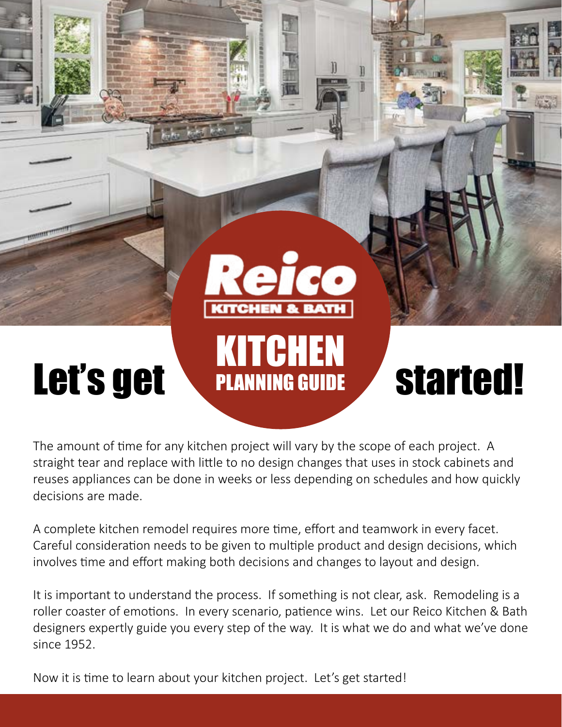Reico KITCHEN & BATH

# Let's get KITCHEN PLANNING GUIDE started!

The amount of time for any kitchen project will vary by the scope of each project. A straight tear and replace with little to no design changes that uses in stock cabinets and reuses appliances can be done in weeks or less depending on schedules and how quickly decisions are made.

A complete kitchen remodel requires more time, effort and teamwork in every facet. Careful consideration needs to be given to multiple product and design decisions, which involves time and effort making both decisions and changes to layout and design.

It is important to understand the process. If something is not clear, ask. Remodeling is a roller coaster of emotions. In every scenario, patience wins. Let our Reico Kitchen & Bath designers expertly guide you every step of the way. It is what we do and what we've done since 1952.

Now it is time to learn about your kitchen project. Let's get started!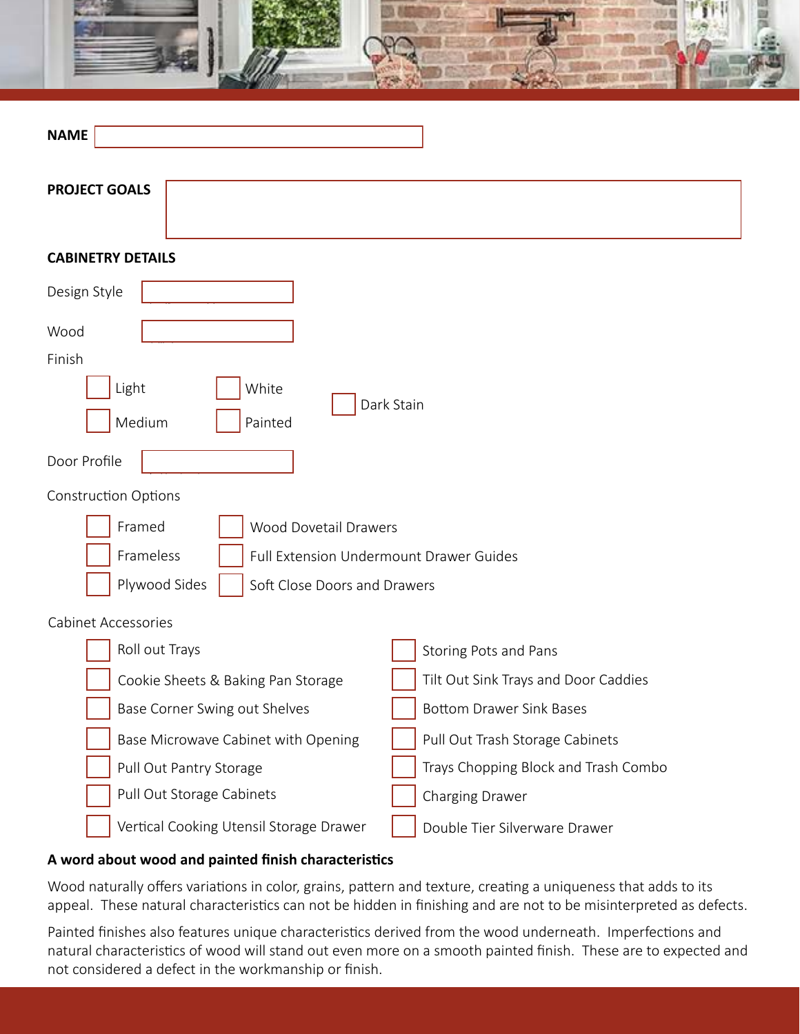**NAME**

**PROJECT GOALS**

## CABINETRY DETAILS

Design Style

Wood

Finish

- [ ] Light
- [ ] Medium
- [ ] White
- [ ] Painted
- [ ] Dark Stain

Door Profile

Construction Options

- [ ] Framed
- [ ] Frameless
- [ ] Plywood Sides
- [ ] Wood Dovetail Drawers
- [ ] Full Extension Undermount Drawer Guides
- [ ] Soft Close Doors and Drawers

Cabinet Accessories

- [ ] Roll out Trays
- [ ] Cookie Sheets & Baking Pan Storage
- [ ] Base Corner Swing out Shelves
- [ ] Base Microwave Cabinet with Opening
- [ ] Pull Out Pantry Storage
- [ ] Pull Out Storage Cabinets
- [ ] Vertical Cooking Utensil Storage Drawer
- [ ] Storing Pots and Pans
- [ ] Tilt Out Sink Trays and Door Caddies
- [ ] Bottom Drawer Sink Bases
- [ ] Pull Out Trash Storage Cabinets
- [ ] Trays Chopping Block and Trash Combo
- [ ] Charging Drawer
- [ ] Double Tier Silverware Drawer

**A word about wood and painted finish characteristics**

Wood naturally offers variations in color, grains, pattern and texture, creating a uniqueness that adds to its appeal. These natural characteristics can not be hidden in finishing and are not to be misinterpreted as defects.

Painted finishes also features unique characteristics derived from the wood underneath. Imperfections and natural characteristics of wood will stand out even more on a smooth painted finish. These are to expected and not considered a defect in the workmanship or finish.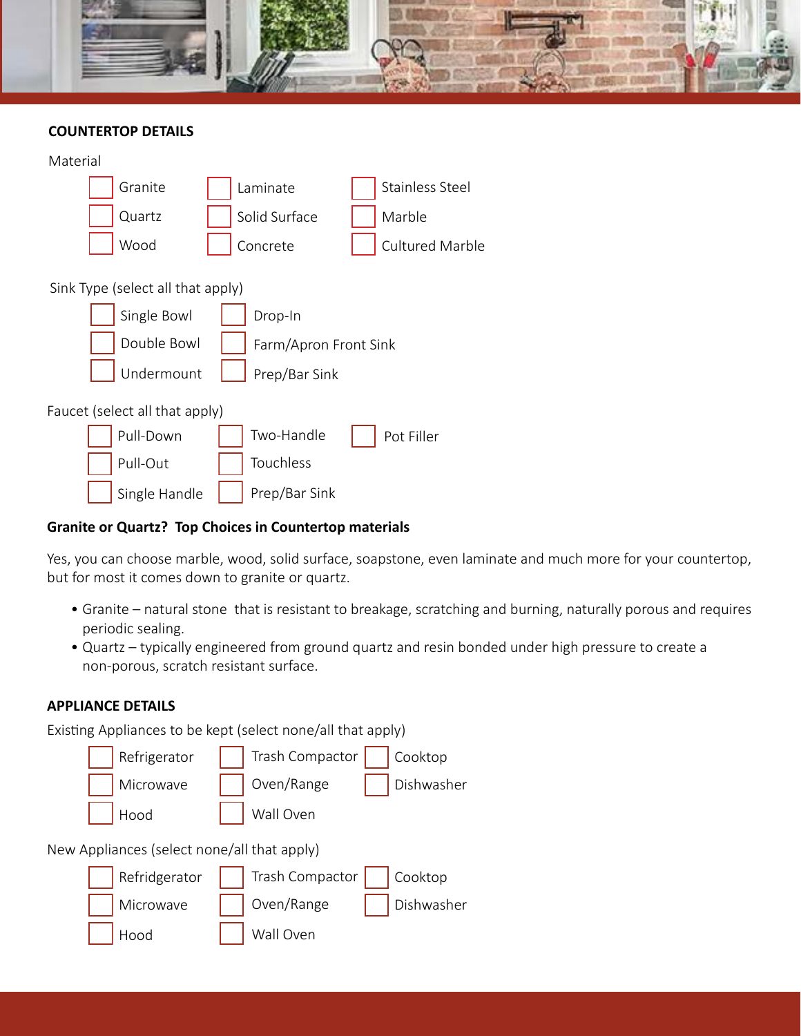## COUNTERTOP DETAILS

Material

- ☐ Granite
- ☐ Laminate
- ☐ Stainless Steel
- ☐ Quartz
- ☐ Solid Surface
- ☐ Marble
- ☐ Wood
- ☐ Concrete
- ☐ Cultured Marble

Sink Type (select all that apply)

- ☐ Single Bowl
- ☐ Drop-In
- ☐ Double Bowl
- ☐ Farm/Apron Front Sink
- ☐ Undermount
- ☐ Prep/Bar Sink

Faucet (select all that apply)

- ☐ Pull-Down
- ☐ Two-Handle
- ☐ Pot Filler
- ☐ Pull-Out
- ☐ Touchless
- ☐ Single Handle
- ☐ Prep/Bar Sink

**Granite or Quartz? Top Choices in Countertop materials**

Yes, you can choose marble, wood, solid surface, soapstone, even laminate and much more for your countertop, but for most it comes down to granite or quartz.

- Granite – natural stone that is resistant to breakage, scratching and burning, naturally porous and requires periodic sealing.
- Quartz – typically engineered from ground quartz and resin bonded under high pressure to create a non-porous, scratch resistant surface.

## APPLIANCE DETAILS

Existing Appliances to be kept (select none/all that apply)

- ☐ Refrigerator
- ☐ Trash Compactor
- ☐ Cooktop
- ☐ Microwave
- ☐ Oven/Range
- ☐ Dishwasher
- ☐ Hood
- ☐ Wall Oven

New Appliances (select none/all that apply)

- ☐ Refridgerator
- ☐ Trash Compactor
- ☐ Cooktop
- ☐ Microwave
- ☐ Oven/Range
- ☐ Dishwasher
- ☐ Hood
- ☐ Wall Oven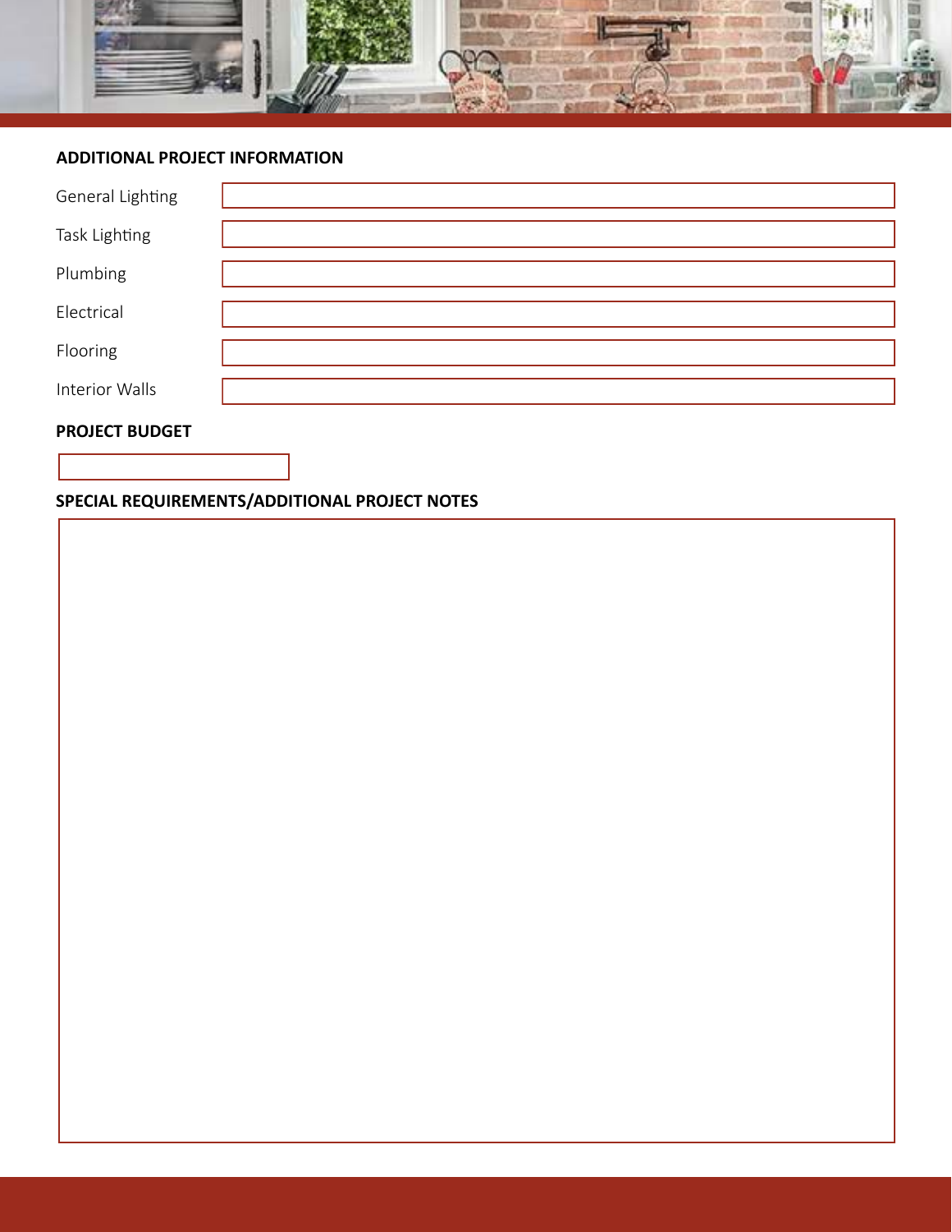## ADDITIONAL PROJECT INFORMATION

| | |
|---|---|
| General Lighting | |
| Task Lighting | |
| Plumbing | |
| Electrical | |
| Flooring | |
| Interior Walls | |

## PROJECT BUDGET

## SPECIAL REQUIREMENTS/ADDITIONAL PROJECT NOTES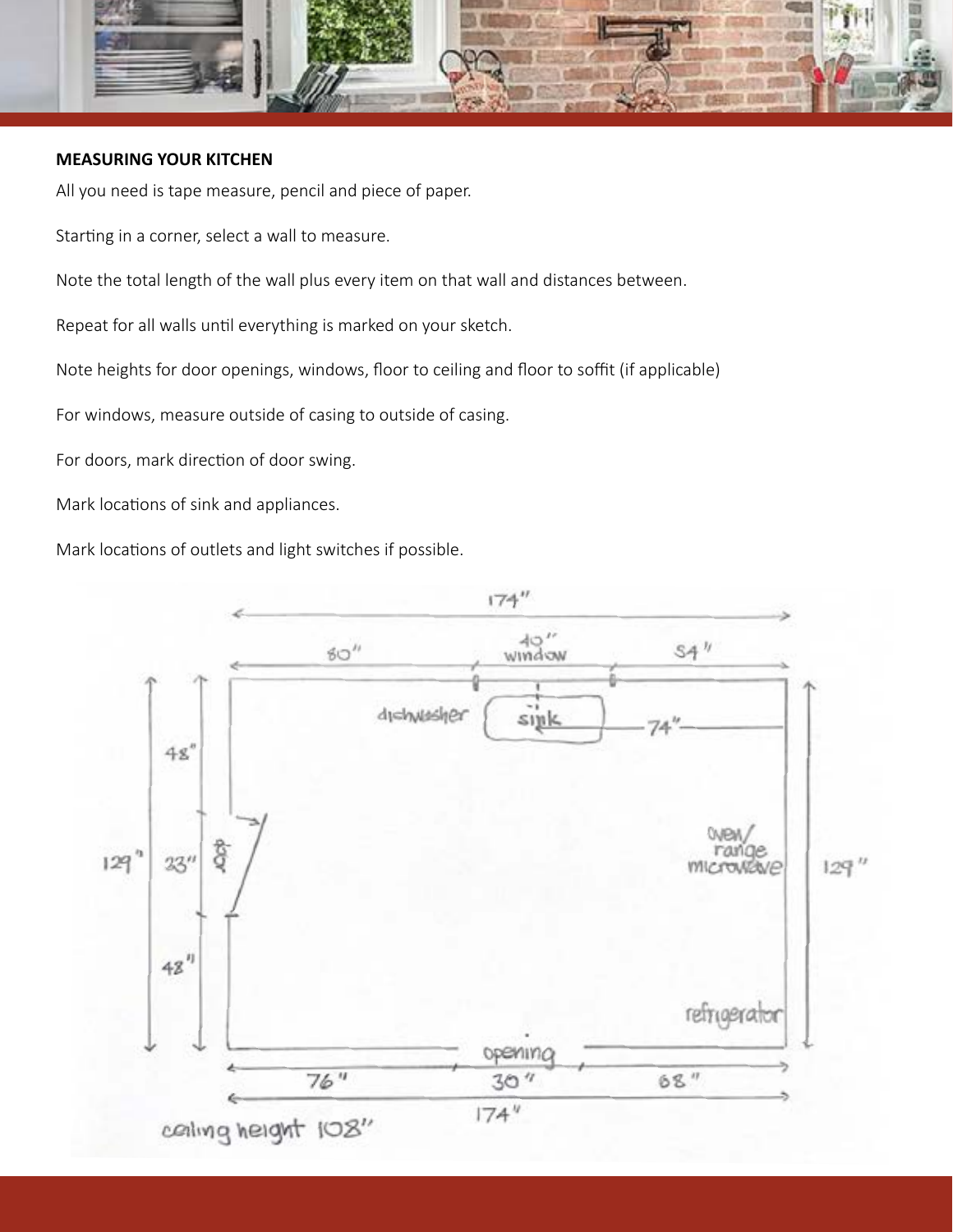**MEASURING YOUR KITCHEN**

All you need is tape measure, pencil and piece of paper.

Starting in a corner, select a wall to measure.

Note the total length of the wall plus every item on that wall and distances between.

Repeat for all walls until everything is marked on your sketch.

Note heights for door openings, windows, floor to ceiling and floor to soffit (if applicable)

For windows, measure outside of casing to outside of casing.

For doors, mark direction of door swing.

Mark locations of sink and appliances.

Mark locations of outlets and light switches if possible.

174"
80"
40" window
54"
dishwasher
sink
74"
48"
129"
33"
door
48"
oven/ range microwave
129"
refrigerator
opening
76"
30"
68"
174"
ceiling height 108"